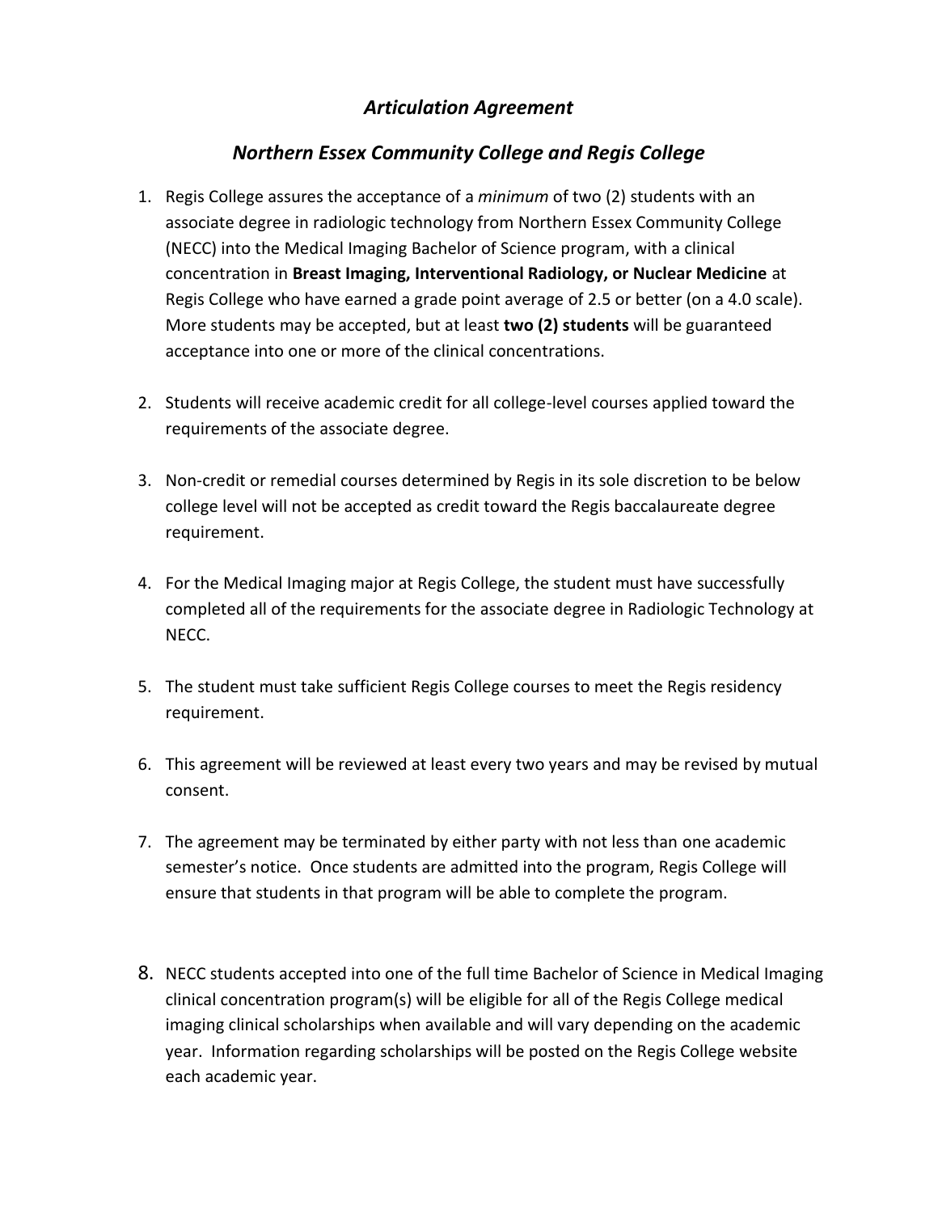# *Articulation Agreement*

## *Northern Essex Community College and Regis College*

1. Regis College assures the acceptance of a *minimum* of two (2) students with an associate degree in radiologic technology from Northern Essex Community College (NECC) into the Medical Imaging Bachelor of Science program, with a clinical concentration in **Breast Imaging, Interventional Radiology, or Nuclear Medicine** at Regis College who have earned a grade point average of 2.5 or better (on a 4.0 scale). More students may be accepted, but at least **two (2) students** will be guaranteed acceptance into one or more of the clinical concentrations.

2. Students will receive academic credit for all college-level courses applied toward the requirements of the associate degree.

3. Non-credit or remedial courses determined by Regis in its sole discretion to be below college level will not be accepted as credit toward the Regis baccalaureate degree requirement.

4. For the Medical Imaging major at Regis College, the student must have successfully completed all of the requirements for the associate degree in Radiologic Technology at NECC.

5. The student must take sufficient Regis College courses to meet the Regis residency requirement.

6. This agreement will be reviewed at least every two years and may be revised by mutual consent.

7. The agreement may be terminated by either party with not less than one academic semester's notice. Once students are admitted into the program, Regis College will ensure that students in that program will be able to complete the program.

8. NECC students accepted into one of the full time Bachelor of Science in Medical Imaging clinical concentration program(s) will be eligible for all of the Regis College medical imaging clinical scholarships when available and will vary depending on the academic year. Information regarding scholarships will be posted on the Regis College website each academic year.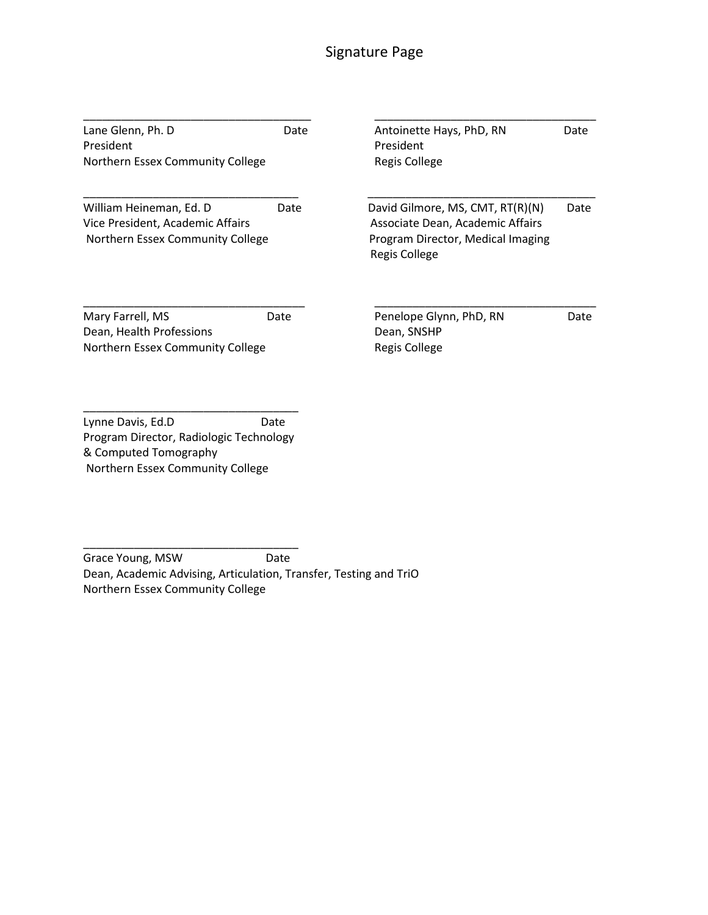# Signature Page

\_\_\_\_\_\_\_\_\_\_\_\_\_\_\_\_\_\_\_\_\_\_\_\_\_\_\_\_\_\_\_\_\_\_\_\_

Lane Glenn, Ph. D    Date
President
Northern Essex Community College

\_\_\_\_\_\_\_\_\_\_\_\_\_\_\_\_\_\_\_\_\_\_\_\_\_\_\_\_\_\_\_\_\_\_\_\_

William Heineman, Ed. D    Date
Vice President, Academic Affairs
Northern Essex Community College

\_\_\_\_\_\_\_\_\_\_\_\_\_\_\_\_\_\_\_\_\_\_\_\_\_\_\_\_\_\_\_\_\_\_\_\_

Mary Farrell, MS    Date
Dean, Health Professions
Northern Essex Community College

\_\_\_\_\_\_\_\_\_\_\_\_\_\_\_\_\_\_\_\_\_\_\_\_\_\_\_\_\_\_\_\_\_\_\_\_

Lynne Davis, Ed.D    Date
Program Director, Radiologic Technology
& Computed Tomography
Northern Essex Community College

\_\_\_\_\_\_\_\_\_\_\_\_\_\_\_\_\_\_\_\_\_\_\_\_\_\_\_\_\_\_\_\_\_\_\_\_

Grace Young, MSW    Date
Dean, Academic Advising, Articulation, Transfer, Testing and TriO
Northern Essex Community College

\_\_\_\_\_\_\_\_\_\_\_\_\_\_\_\_\_\_\_\_\_\_\_\_\_\_\_\_\_\_\_\_\_\_\_\_

Antoinette Hays, PhD, RN    Date
President
Regis College

\_\_\_\_\_\_\_\_\_\_\_\_\_\_\_\_\_\_\_\_\_\_\_\_\_\_\_\_\_\_\_\_\_\_\_\_

David Gilmore, MS, CMT, RT(R)(N)    Date
Associate Dean, Academic Affairs
Program Director, Medical Imaging
Regis College

\_\_\_\_\_\_\_\_\_\_\_\_\_\_\_\_\_\_\_\_\_\_\_\_\_\_\_\_\_\_\_\_\_\_\_\_

Penelope Glynn, PhD, RN    Date
Dean, SNSHP
Regis College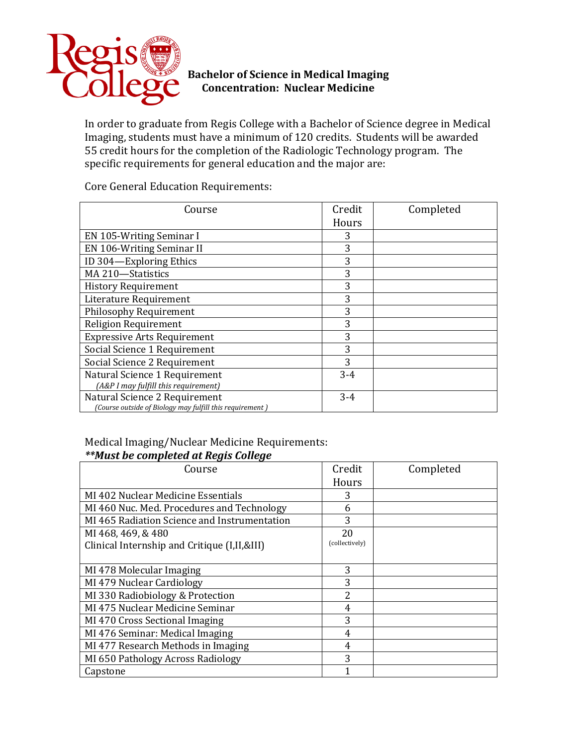# Bachelor of Science in Medical Imaging
## Concentration: Nuclear Medicine

In order to graduate from Regis College with a Bachelor of Science degree in Medical Imaging, students must have a minimum of 120 credits. Students will be awarded 55 credit hours for the completion of the Radiologic Technology program. The specific requirements for general education and the major are:

Core General Education Requirements:

| Course | Credit Hours | Completed |
|---|---|---|
| EN 105-Writing Seminar I | 3 | |
| EN 106-Writing Seminar II | 3 | |
| ID 304—Exploring Ethics | 3 | |
| MA 210—Statistics | 3 | |
| History Requirement | 3 | |
| Literature Requirement | 3 | |
| Philosophy Requirement | 3 | |
| Religion Requirement | 3 | |
| Expressive Arts Requirement | 3 | |
| Social Science 1 Requirement | 3 | |
| Social Science 2 Requirement | 3 | |
| Natural Science 1 Requirement *(A&P I may fulfill this requirement)* | 3-4 | |
| Natural Science 2 Requirement *(Course outside of Biology may fulfill this requirement )* | 3-4 | |

Medical Imaging/Nuclear Medicine Requirements:
***\*\*Must be completed at Regis College***

| Course | Credit Hours | Completed |
|---|---|---|
| MI 402 Nuclear Medicine Essentials | 3 | |
| MI 460 Nuc. Med. Procedures and Technology | 6 | |
| MI 465 Radiation Science and Instrumentation | 3 | |
| MI 468, 469, & 480 Clinical Internship and Critique (I,II,&III) | 20 (collectively) | |
| MI 478 Molecular Imaging | 3 | |
| MI 479 Nuclear Cardiology | 3 | |
| MI 330 Radiobiology & Protection | 2 | |
| MI 475 Nuclear Medicine Seminar | 4 | |
| MI 470 Cross Sectional Imaging | 3 | |
| MI 476 Seminar: Medical Imaging | 4 | |
| MI 477 Research Methods in Imaging | 4 | |
| MI 650 Pathology Across Radiology | 3 | |
| Capstone | 1 | |